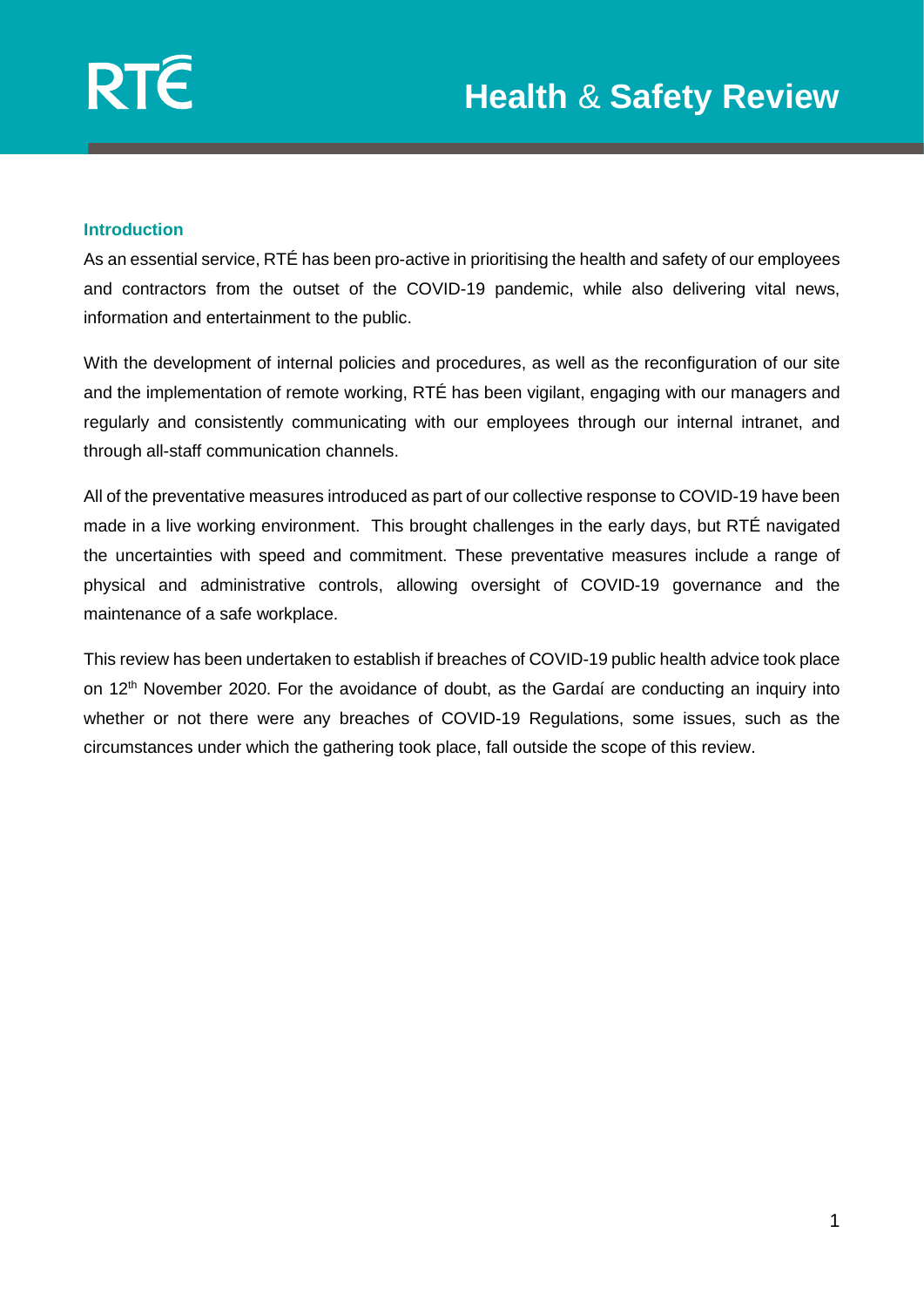RTÉ

# Health & Safety Review

## Introduction

As an essential service, RTÉ has been pro-active in prioritising the health and safety of our employees and contractors from the outset of the COVID-19 pandemic, while also delivering vital news, information and entertainment to the public.

With the development of internal policies and procedures, as well as the reconfiguration of our site and the implementation of remote working, RTÉ has been vigilant, engaging with our managers and regularly and consistently communicating with our employees through our internal intranet, and through all-staff communication channels.

All of the preventative measures introduced as part of our collective response to COVID-19 have been made in a live working environment. This brought challenges in the early days, but RTÉ navigated the uncertainties with speed and commitment. These preventative measures include a range of physical and administrative controls, allowing oversight of COVID-19 governance and the maintenance of a safe workplace.

This review has been undertaken to establish if breaches of COVID-19 public health advice took place on 12th November 2020. For the avoidance of doubt, as the Gardaí are conducting an inquiry into whether or not there were any breaches of COVID-19 Regulations, some issues, such as the circumstances under which the gathering took place, fall outside the scope of this review.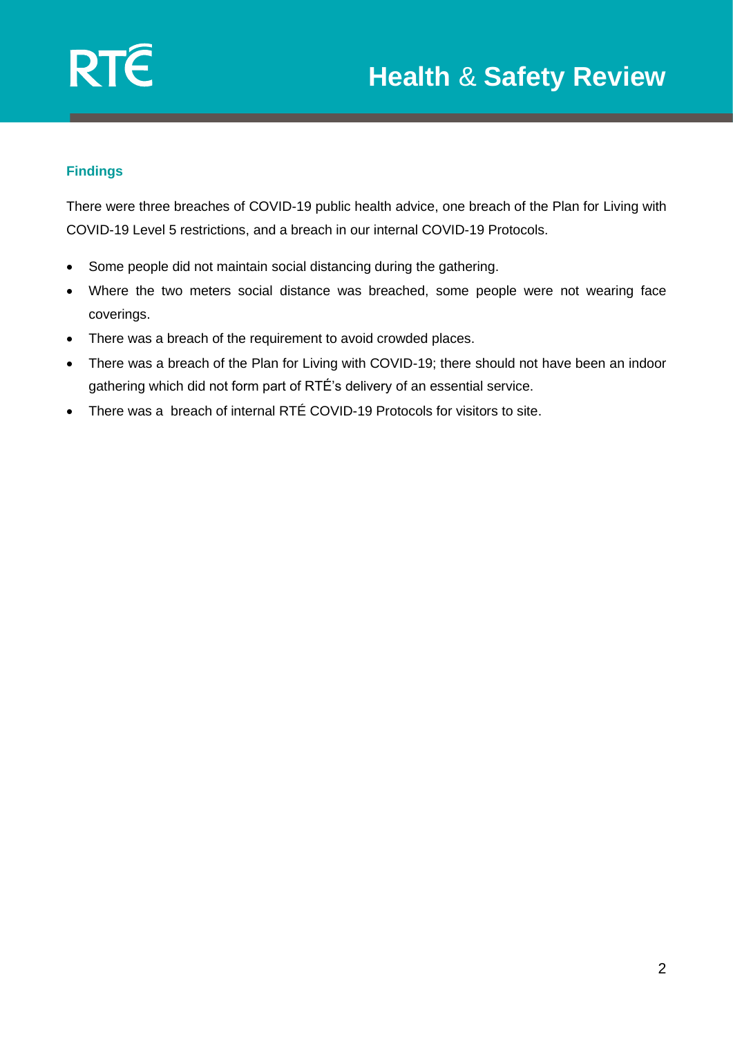## Findings

There were three breaches of COVID-19 public health advice, one breach of the Plan for Living with COVID-19 Level 5 restrictions, and a breach in our internal COVID-19 Protocols.

- Some people did not maintain social distancing during the gathering.
- Where the two meters social distance was breached, some people were not wearing face coverings.
- There was a breach of the requirement to avoid crowded places.
- There was a breach of the Plan for Living with COVID-19; there should not have been an indoor gathering which did not form part of RTÉ's delivery of an essential service.
- There was a  breach of internal RTÉ COVID-19 Protocols for visitors to site.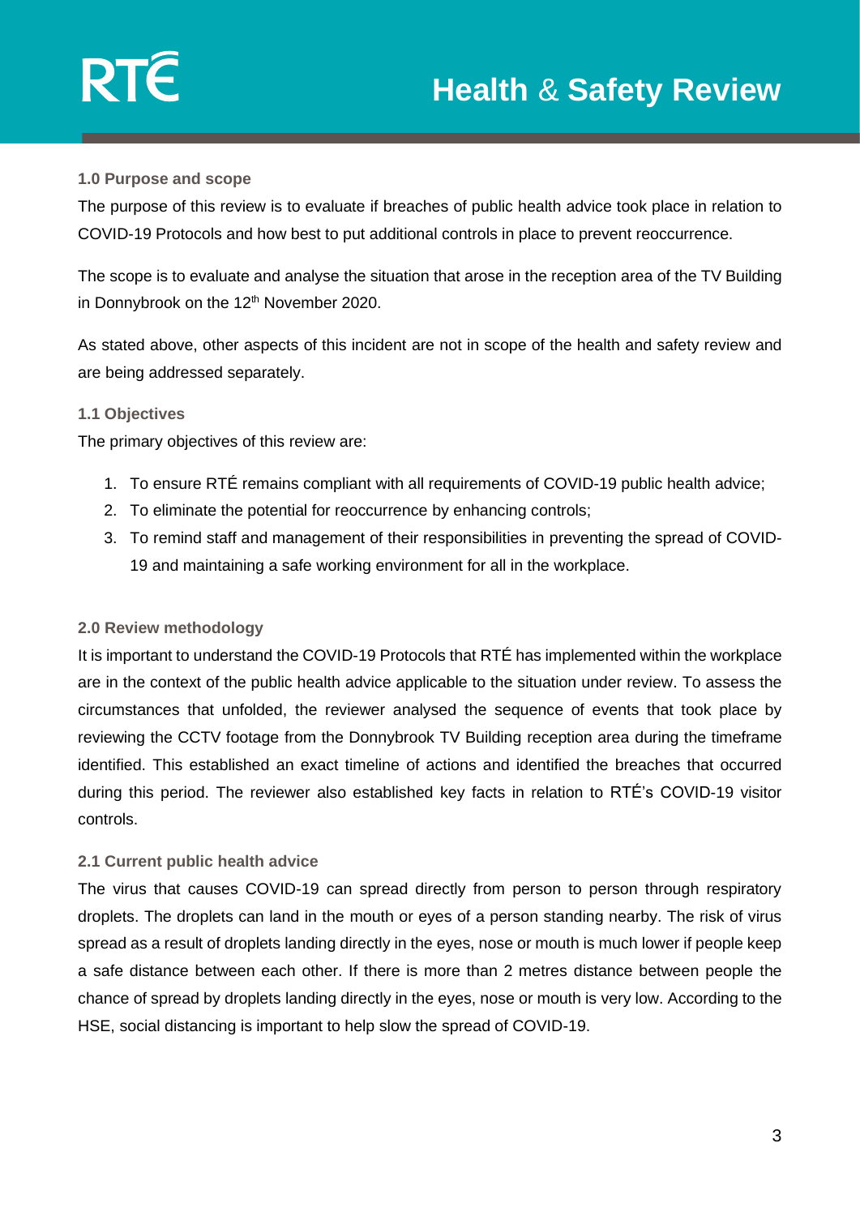## 1.0 Purpose and scope

The purpose of this review is to evaluate if breaches of public health advice took place in relation to COVID-19 Protocols and how best to put additional controls in place to prevent reoccurrence.

The scope is to evaluate and analyse the situation that arose in the reception area of the TV Building in Donnybrook on the 12th November 2020.

As stated above, other aspects of this incident are not in scope of the health and safety review and are being addressed separately.

### 1.1 Objectives

The primary objectives of this review are:

1. To ensure RTÉ remains compliant with all requirements of COVID-19 public health advice;
2. To eliminate the potential for reoccurrence by enhancing controls;
3. To remind staff and management of their responsibilities in preventing the spread of COVID-19 and maintaining a safe working environment for all in the workplace.

## 2.0 Review methodology

It is important to understand the COVID-19 Protocols that RTÉ has implemented within the workplace are in the context of the public health advice applicable to the situation under review. To assess the circumstances that unfolded, the reviewer analysed the sequence of events that took place by reviewing the CCTV footage from the Donnybrook TV Building reception area during the timeframe identified. This established an exact timeline of actions and identified the breaches that occurred during this period. The reviewer also established key facts in relation to RTÉ's COVID-19 visitor controls.

### 2.1 Current public health advice

The virus that causes COVID-19 can spread directly from person to person through respiratory droplets. The droplets can land in the mouth or eyes of a person standing nearby. The risk of virus spread as a result of droplets landing directly in the eyes, nose or mouth is much lower if people keep a safe distance between each other. If there is more than 2 metres distance between people the chance of spread by droplets landing directly in the eyes, nose or mouth is very low. According to the HSE, social distancing is important to help slow the spread of COVID-19.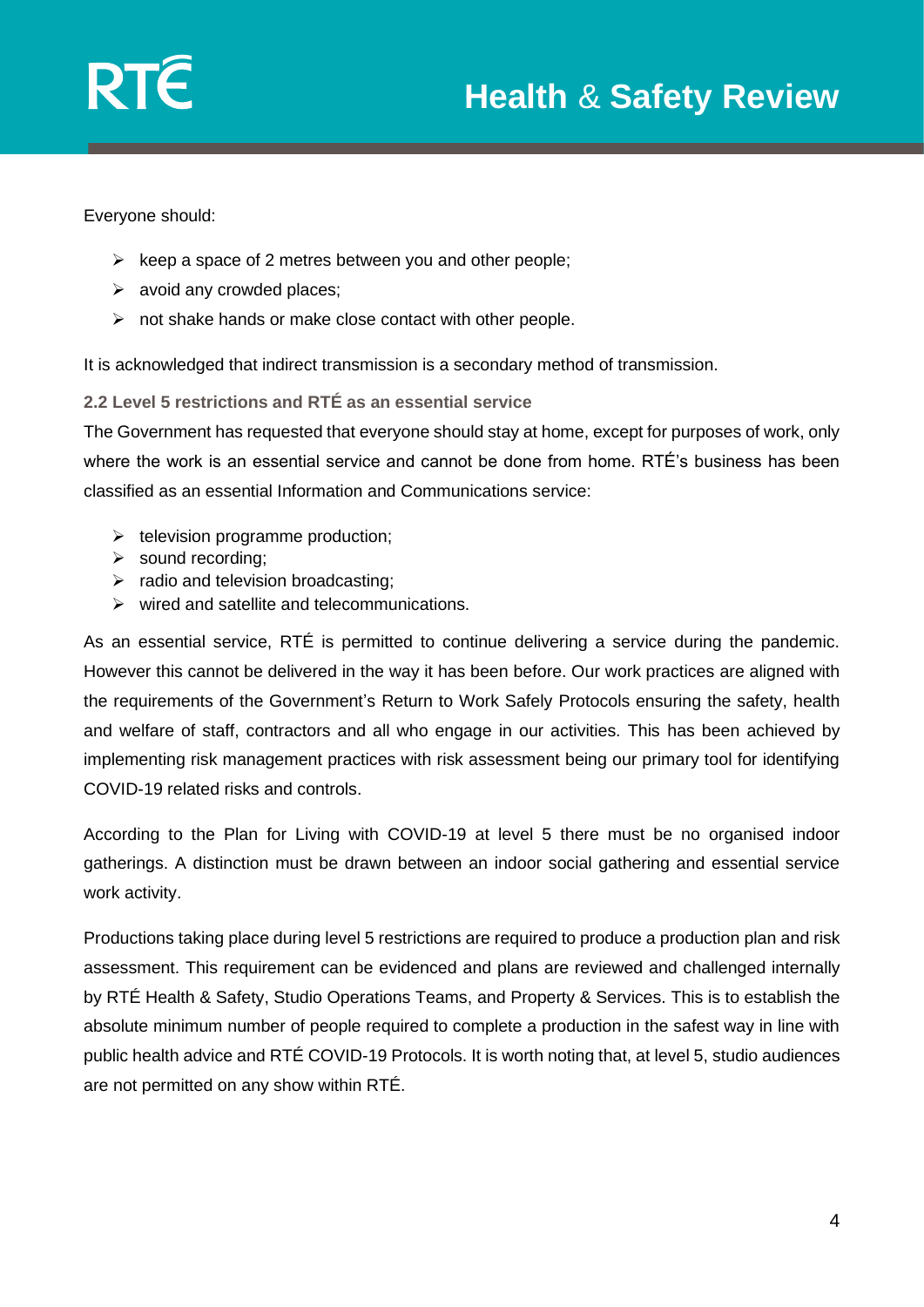Everyone should:

- keep a space of 2 metres between you and other people;
- avoid any crowded places;
- not shake hands or make close contact with other people.

It is acknowledged that indirect transmission is a secondary method of transmission.

### 2.2 Level 5 restrictions and RTÉ as an essential service

The Government has requested that everyone should stay at home, except for purposes of work, only where the work is an essential service and cannot be done from home. RTÉ's business has been classified as an essential Information and Communications service:

- television programme production;
- sound recording;
- radio and television broadcasting;
- wired and satellite and telecommunications.

As an essential service, RTÉ is permitted to continue delivering a service during the pandemic. However this cannot be delivered in the way it has been before. Our work practices are aligned with the requirements of the Government's Return to Work Safely Protocols ensuring the safety, health and welfare of staff, contractors and all who engage in our activities. This has been achieved by implementing risk management practices with risk assessment being our primary tool for identifying COVID-19 related risks and controls.

According to the Plan for Living with COVID-19 at level 5 there must be no organised indoor gatherings. A distinction must be drawn between an indoor social gathering and essential service work activity.

Productions taking place during level 5 restrictions are required to produce a production plan and risk assessment. This requirement can be evidenced and plans are reviewed and challenged internally by RTÉ Health & Safety, Studio Operations Teams, and Property & Services. This is to establish the absolute minimum number of people required to complete a production in the safest way in line with public health advice and RTÉ COVID-19 Protocols. It is worth noting that, at level 5, studio audiences are not permitted on any show within RTÉ.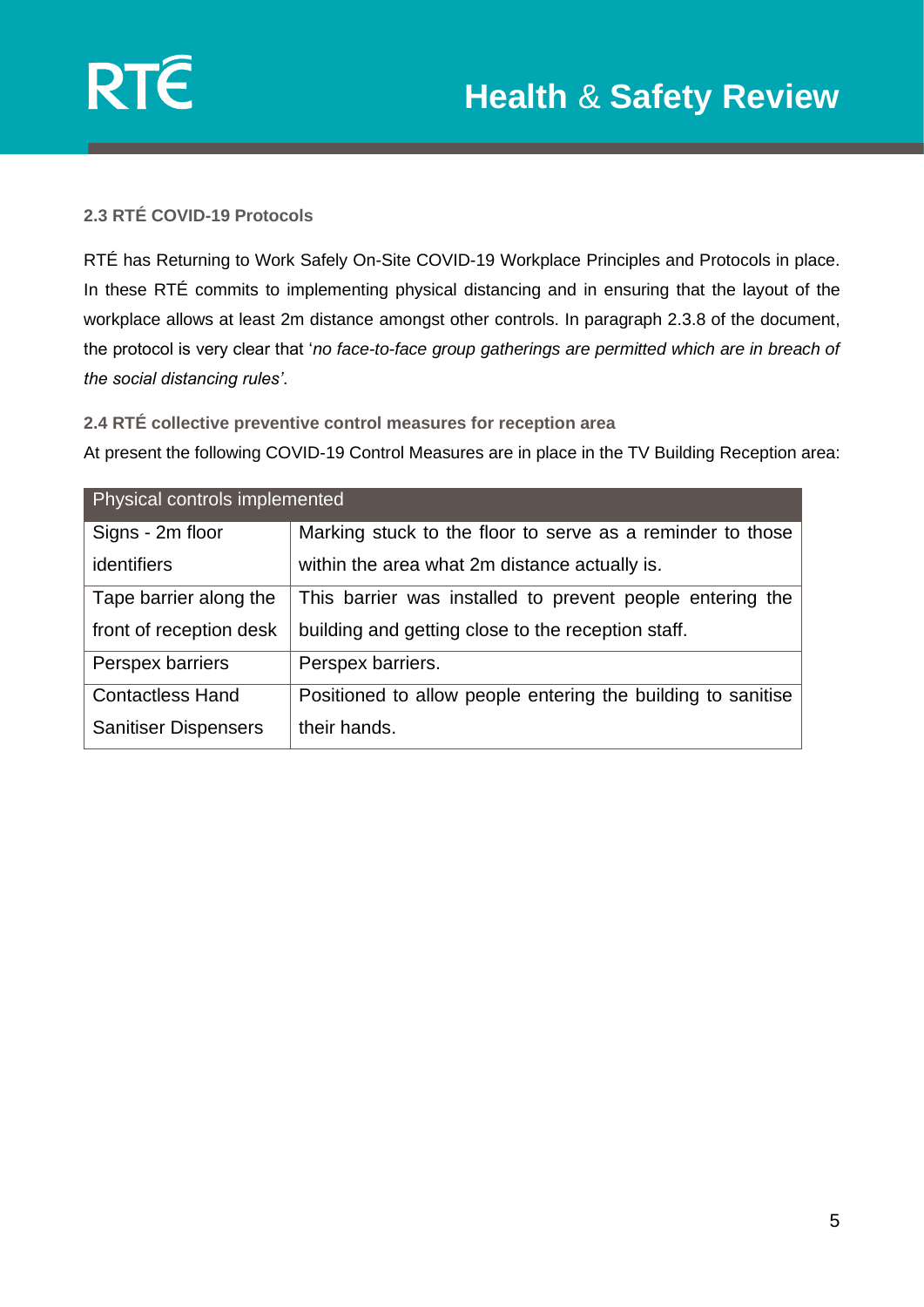### 2.3 RTÉ COVID-19 Protocols

RTÉ has Returning to Work Safely On-Site COVID-19 Workplace Principles and Protocols in place. In these RTÉ commits to implementing physical distancing and in ensuring that the layout of the workplace allows at least 2m distance amongst other controls. In paragraph 2.3.8 of the document, the protocol is very clear that '*no face-to-face group gatherings are permitted which are in breach of the social distancing rules'*.

### 2.4 RTÉ collective preventive control measures for reception area

At present the following COVID-19 Control Measures are in place in the TV Building Reception area:

| Physical controls implemented | |
|---|---|
| Signs - 2m floor identifiers | Marking stuck to the floor to serve as a reminder to those within the area what 2m distance actually is. |
| Tape barrier along the front of reception desk | This barrier was installed to prevent people entering the building and getting close to the reception staff. |
| Perspex barriers | Perspex barriers. |
| Contactless Hand Sanitiser Dispensers | Positioned to allow people entering the building to sanitise their hands. |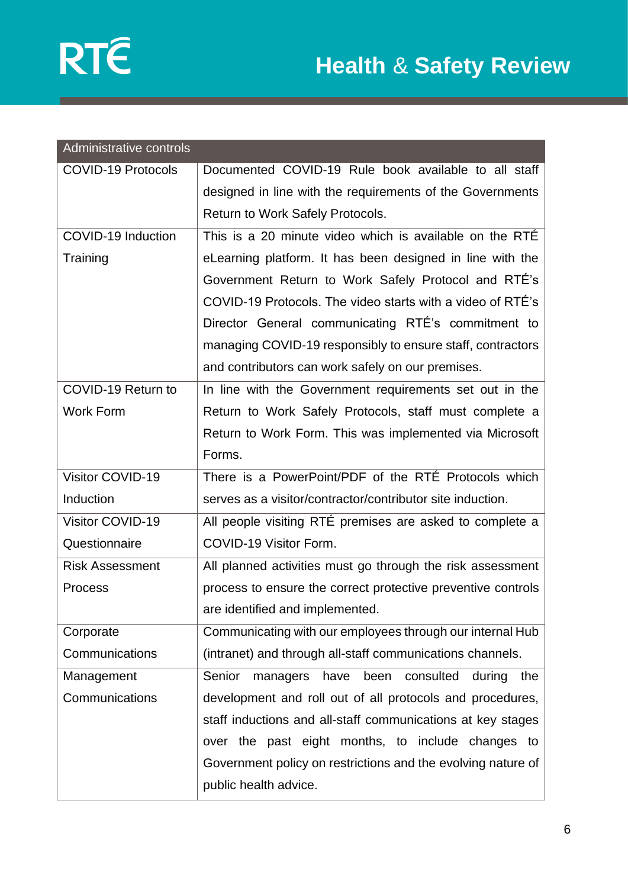| Administrative controls | |
|---|---|
| COVID-19 Protocols | Documented COVID-19 Rule book available to all staff designed in line with the requirements of the Governments Return to Work Safely Protocols. |
| COVID-19 Induction Training | This is a 20 minute video which is available on the RTÉ eLearning platform. It has been designed in line with the Government Return to Work Safely Protocol and RTÉ's COVID-19 Protocols. The video starts with a video of RTÉ's Director General communicating RTÉ's commitment to managing COVID-19 responsibly to ensure staff, contractors and contributors can work safely on our premises. |
| COVID-19 Return to Work Form | In line with the Government requirements set out in the Return to Work Safely Protocols, staff must complete a Return to Work Form. This was implemented via Microsoft Forms. |
| Visitor COVID-19 Induction | There is a PowerPoint/PDF of the RTÉ Protocols which serves as a visitor/contractor/contributor site induction. |
| Visitor COVID-19 Questionnaire | All people visiting RTÉ premises are asked to complete a COVID-19 Visitor Form. |
| Risk Assessment Process | All planned activities must go through the risk assessment process to ensure the correct protective preventive controls are identified and implemented. |
| Corporate Communications | Communicating with our employees through our internal Hub (intranet) and through all-staff communications channels. |
| Management Communications | Senior managers have been consulted during the development and roll out of all protocols and procedures, staff inductions and all-staff communications at key stages over the past eight months, to include changes to Government policy on restrictions and the evolving nature of public health advice. |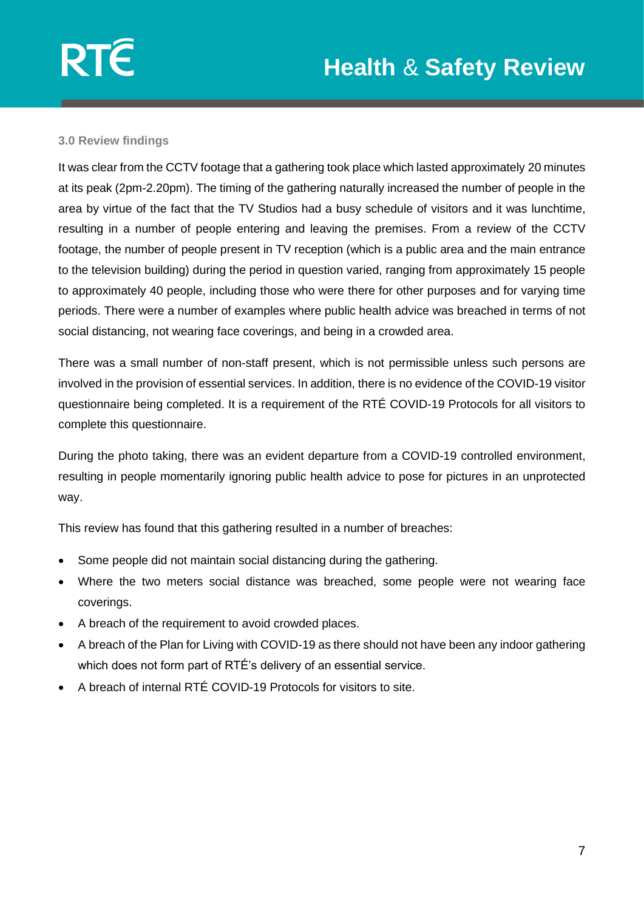### 3.0 Review findings

It was clear from the CCTV footage that a gathering took place which lasted approximately 20 minutes at its peak (2pm-2.20pm). The timing of the gathering naturally increased the number of people in the area by virtue of the fact that the TV Studios had a busy schedule of visitors and it was lunchtime, resulting in a number of people entering and leaving the premises. From a review of the CCTV footage, the number of people present in TV reception (which is a public area and the main entrance to the television building) during the period in question varied, ranging from approximately 15 people to approximately 40 people, including those who were there for other purposes and for varying time periods. There were a number of examples where public health advice was breached in terms of not social distancing, not wearing face coverings, and being in a crowded area.

There was a small number of non-staff present, which is not permissible unless such persons are involved in the provision of essential services. In addition, there is no evidence of the COVID-19 visitor questionnaire being completed. It is a requirement of the RTÉ COVID-19 Protocols for all visitors to complete this questionnaire.

During the photo taking, there was an evident departure from a COVID-19 controlled environment, resulting in people momentarily ignoring public health advice to pose for pictures in an unprotected way.

This review has found that this gathering resulted in a number of breaches:

- Some people did not maintain social distancing during the gathering.
- Where the two meters social distance was breached, some people were not wearing face coverings.
- A breach of the requirement to avoid crowded places.
- A breach of the Plan for Living with COVID-19 as there should not have been any indoor gathering which does not form part of RTÉ's delivery of an essential service.
- A breach of internal RTÉ COVID-19 Protocols for visitors to site.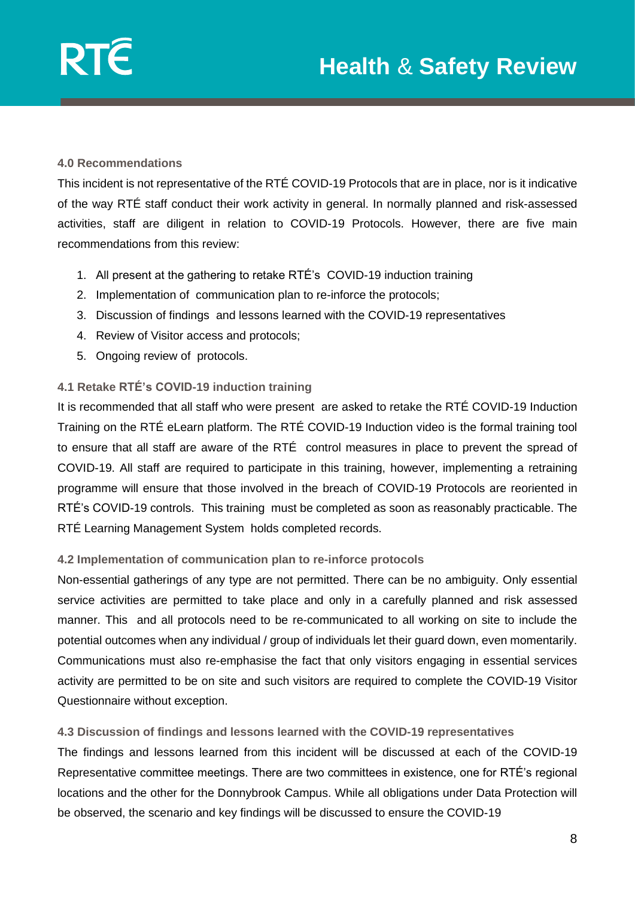### 4.0 Recommendations

This incident is not representative of the RTÉ COVID-19 Protocols that are in place, nor is it indicative of the way RTÉ staff conduct their work activity in general. In normally planned and risk-assessed activities, staff are diligent in relation to COVID-19 Protocols. However, there are five main recommendations from this review:

1. All present at the gathering to retake RTÉ's COVID-19 induction training
2. Implementation of communication plan to re-inforce the protocols;
3. Discussion of findings and lessons learned with the COVID-19 representatives
4. Review of Visitor access and protocols;
5. Ongoing review of protocols.

### 4.1 Retake RTÉ's COVID-19 induction training

It is recommended that all staff who were present are asked to retake the RTÉ COVID-19 Induction Training on the RTÉ eLearn platform. The RTÉ COVID-19 Induction video is the formal training tool to ensure that all staff are aware of the RTÉ control measures in place to prevent the spread of COVID-19. All staff are required to participate in this training, however, implementing a retraining programme will ensure that those involved in the breach of COVID-19 Protocols are reoriented in RTÉ's COVID-19 controls. This training must be completed as soon as reasonably practicable. The RTÉ Learning Management System holds completed records.

### 4.2 Implementation of communication plan to re-inforce protocols

Non-essential gatherings of any type are not permitted. There can be no ambiguity. Only essential service activities are permitted to take place and only in a carefully planned and risk assessed manner. This and all protocols need to be re-communicated to all working on site to include the potential outcomes when any individual / group of individuals let their guard down, even momentarily. Communications must also re-emphasise the fact that only visitors engaging in essential services activity are permitted to be on site and such visitors are required to complete the COVID-19 Visitor Questionnaire without exception.

### 4.3 Discussion of findings and lessons learned with the COVID-19 representatives

The findings and lessons learned from this incident will be discussed at each of the COVID-19 Representative committee meetings. There are two committees in existence, one for RTÉ's regional locations and the other for the Donnybrook Campus. While all obligations under Data Protection will be observed, the scenario and key findings will be discussed to ensure the COVID-19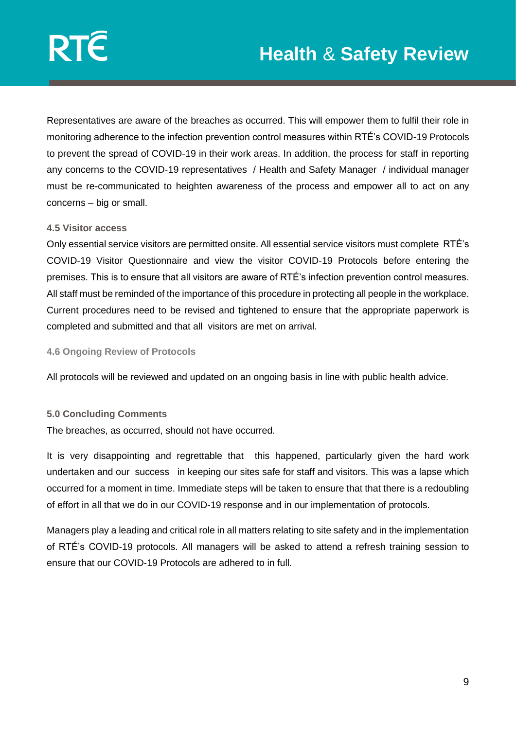Representatives are aware of the breaches as occurred. This will empower them to fulfil their role in monitoring adherence to the infection prevention control measures within RTÉ's COVID-19 Protocols to prevent the spread of COVID-19 in their work areas. In addition, the process for staff in reporting any concerns to the COVID-19 representatives / Health and Safety Manager / individual manager must be re-communicated to heighten awareness of the process and empower all to act on any concerns – big or small.

### 4.5 Visitor access

Only essential service visitors are permitted onsite. All essential service visitors must complete RTÉ's COVID-19 Visitor Questionnaire and view the visitor COVID-19 Protocols before entering the premises. This is to ensure that all visitors are aware of RTÉ's infection prevention control measures. All staff must be reminded of the importance of this procedure in protecting all people in the workplace. Current procedures need to be revised and tightened to ensure that the appropriate paperwork is completed and submitted and that all visitors are met on arrival.

### 4.6 Ongoing Review of Protocols

All protocols will be reviewed and updated on an ongoing basis in line with public health advice.

## 5.0 Concluding Comments

The breaches, as occurred, should not have occurred.

It is very disappointing and regrettable that this happened, particularly given the hard work undertaken and our success in keeping our sites safe for staff and visitors. This was a lapse which occurred for a moment in time. Immediate steps will be taken to ensure that that there is a redoubling of effort in all that we do in our COVID-19 response and in our implementation of protocols.

Managers play a leading and critical role in all matters relating to site safety and in the implementation of RTÉ's COVID-19 protocols. All managers will be asked to attend a refresh training session to ensure that our COVID-19 Protocols are adhered to in full.